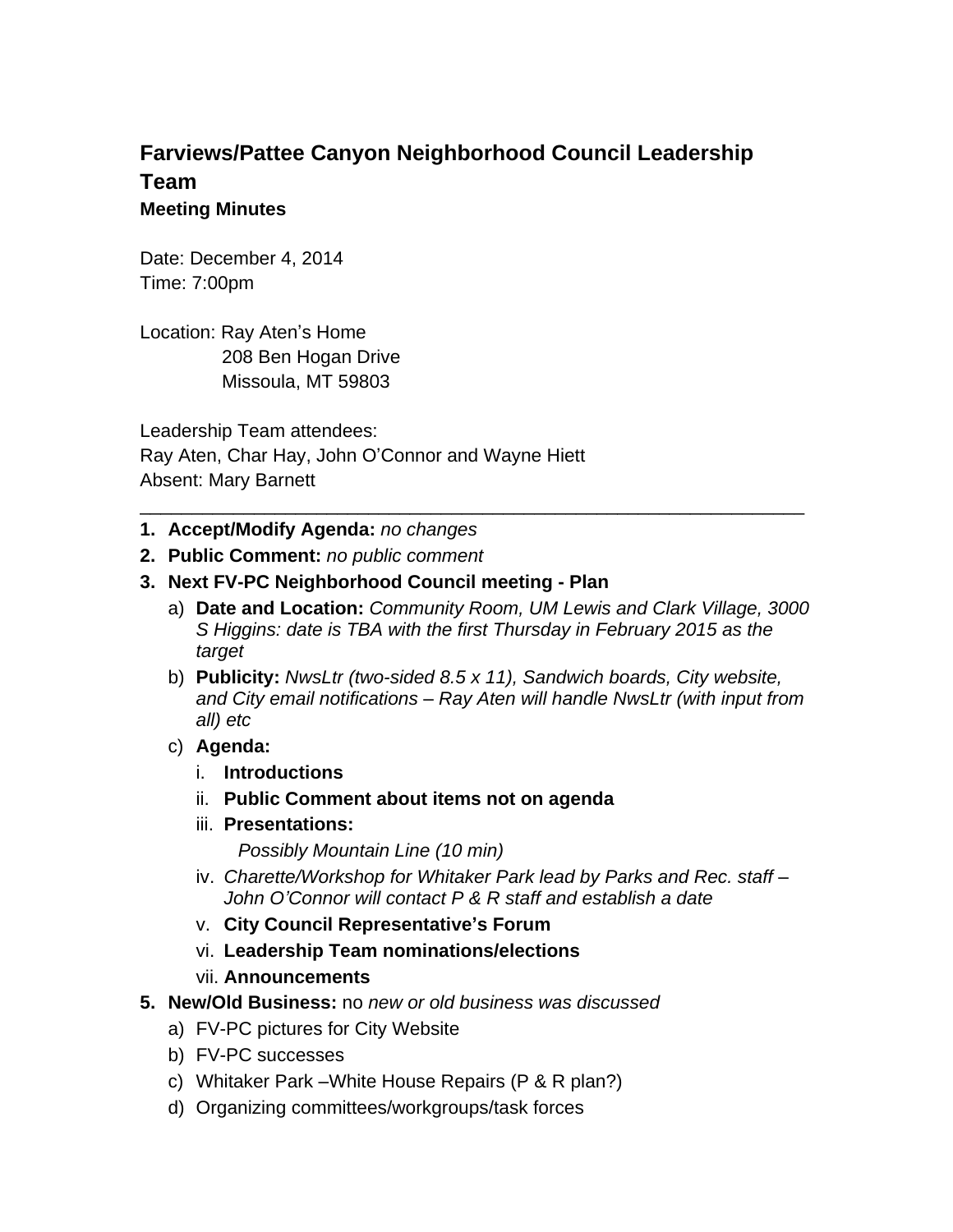# Farviews/Pattee Canyon Neighborhood Council Leadership Team

**Meeting Minutes**

Date: December 4, 2014
Time: 7:00pm

Location: Ray Aten's Home
208 Ben Hogan Drive
Missoula, MT 59803

Leadership Team attendees:
Ray Aten, Char Hay, John O'Connor and Wayne Hiett
Absent: Mary Barnett

---

1. **Accept/Modify Agenda:** *no changes*
2. **Public Comment:** *no public comment*
3. **Next FV-PC Neighborhood Council meeting - Plan**
   a) **Date and Location:** *Community Room, UM Lewis and Clark Village, 3000 S Higgins: date is TBA with the first Thursday in February 2015 as the target*
   b) **Publicity:** *NwsLtr (two-sided 8.5 x 11), Sandwich boards, City website, and City email notifications – Ray Aten will handle NwsLtr (with input from all) etc*
   c) **Agenda:**
      i. **Introductions**
      ii. **Public Comment about items not on agenda**
      iii. **Presentations:**
         *Possibly Mountain Line (10 min)*
      iv. *Charette/Workshop for Whitaker Park lead by Parks and Rec. staff – John O'Connor will contact P & R staff and establish a date*
      v. **City Council Representative's Forum**
      vi. **Leadership Team nominations/elections**
      vii. **Announcements**
5. **New/Old Business:** no *new or old business was discussed*
   a) FV-PC pictures for City Website
   b) FV-PC successes
   c) Whitaker Park –White House Repairs (P & R plan?)
   d) Organizing committees/workgroups/task forces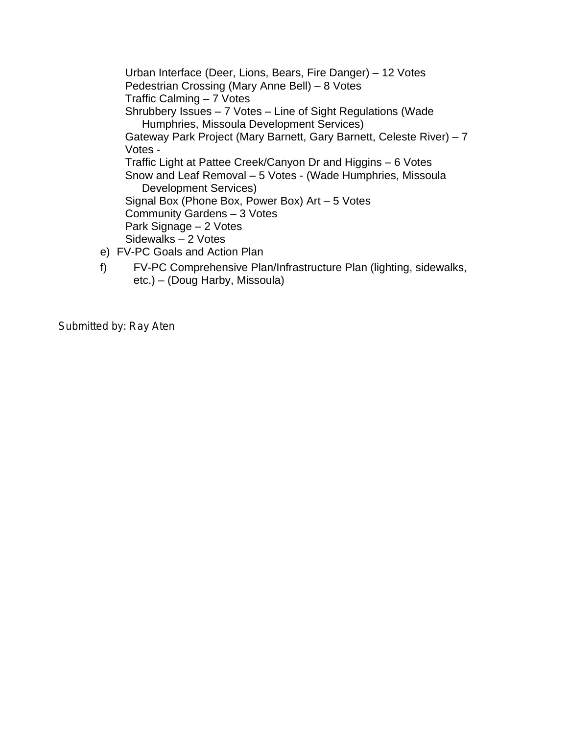Urban Interface (Deer, Lions, Bears, Fire Danger) – 12 Votes
Pedestrian Crossing (Mary Anne Bell) – 8 Votes
Traffic Calming – 7 Votes
Shrubbery Issues – 7 Votes – Line of Sight Regulations (Wade Humphries, Missoula Development Services)
Gateway Park Project (Mary Barnett, Gary Barnett, Celeste River) – 7 Votes -
Traffic Light at Pattee Creek/Canyon Dr and Higgins – 6 Votes
Snow and Leaf Removal – 5 Votes - (Wade Humphries, Missoula Development Services)
Signal Box (Phone Box, Power Box) Art – 5 Votes
Community Gardens – 3 Votes
Park Signage – 2 Votes
Sidewalks – 2 Votes

e) FV-PC Goals and Action Plan

f) FV-PC Comprehensive Plan/Infrastructure Plan (lighting, sidewalks, etc.) – (Doug Harby, Missoula)

Submitted by: Ray Aten